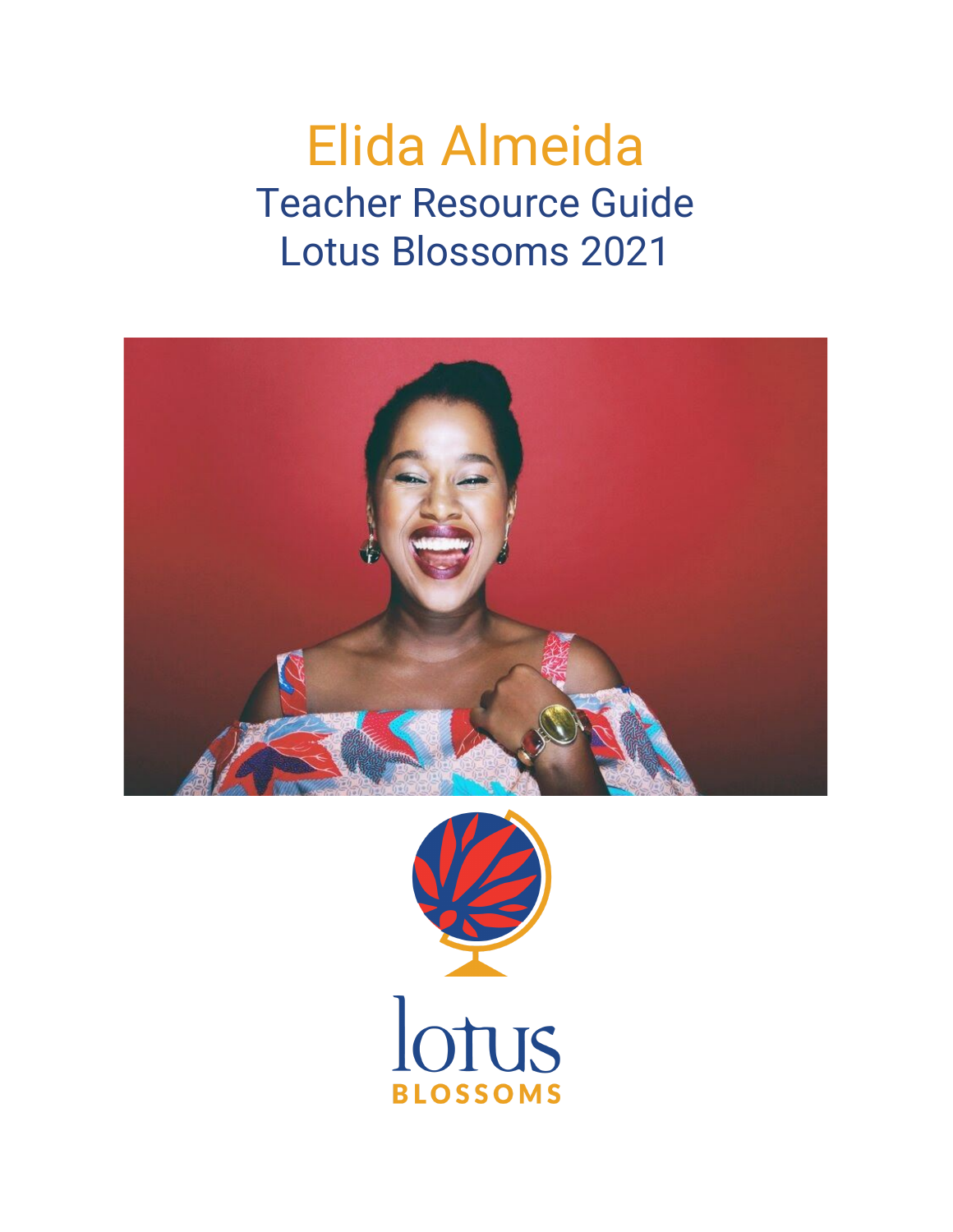# Elida Almeida

## Teacher Resource Guide
## Lotus Blossoms 2021

lotus
BLOSSOMS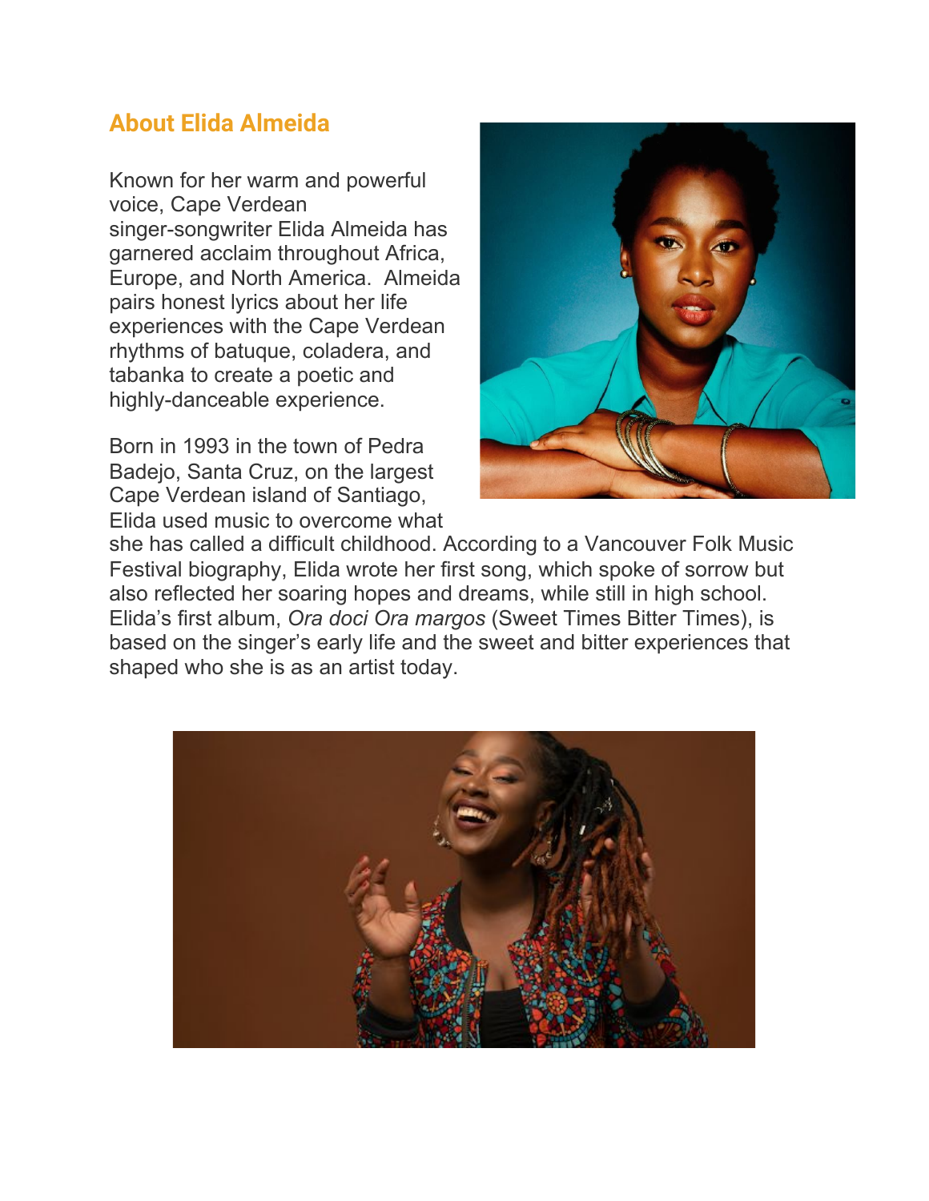## About Elida Almeida

Known for her warm and powerful voice, Cape Verdean singer-songwriter Elida Almeida has garnered acclaim throughout Africa, Europe, and North America. Almeida pairs honest lyrics about her life experiences with the Cape Verdean rhythms of batuque, coladera, and tabanka to create a poetic and highly-danceable experience.

Born in 1993 in the town of Pedra Badejo, Santa Cruz, on the largest Cape Verdean island of Santiago, Elida used music to overcome what she has called a difficult childhood. According to a Vancouver Folk Music Festival biography, Elida wrote her first song, which spoke of sorrow but also reflected her soaring hopes and dreams, while still in high school. Elida's first album, *Ora doci Ora margos* (Sweet Times Bitter Times), is based on the singer's early life and the sweet and bitter experiences that shaped who she is as an artist today.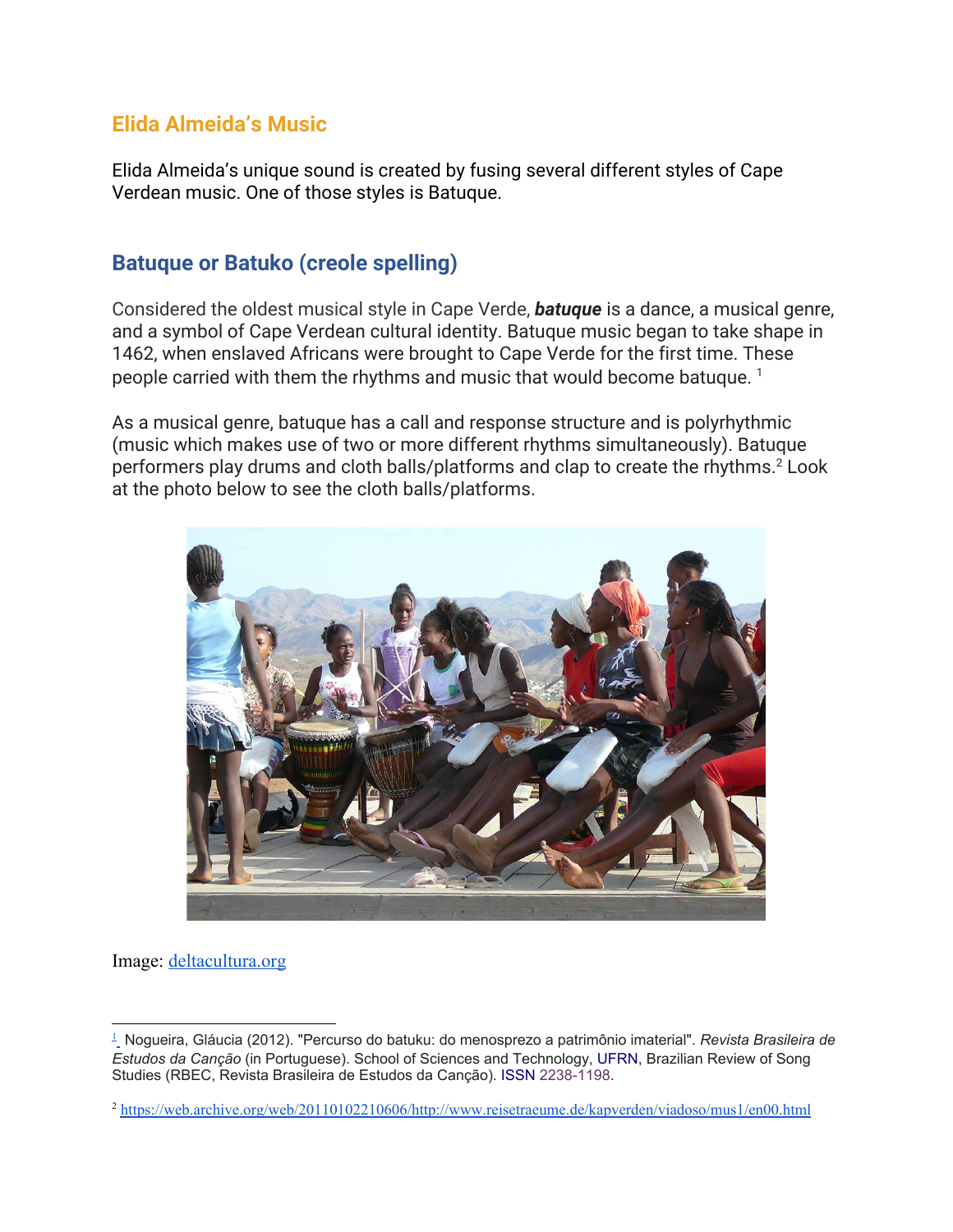## Elida Almeida's Music

Elida Almeida's unique sound is created by fusing several different styles of Cape Verdean music. One of those styles is Batuque.

## Batuque or Batuko (creole spelling)

Considered the oldest musical style in Cape Verde, ***batuque*** is a dance, a musical genre, and a symbol of Cape Verdean cultural identity. Batuque music began to take shape in 1462, when enslaved Africans were brought to Cape Verde for the first time. These people carried with them the rhythms and music that would become batuque. [1]

As a musical genre, batuque has a call and response structure and is polyrhythmic (music which makes use of two or more different rhythms simultaneously). Batuque performers play drums and cloth balls/platforms and clap to create the rhythms.[2] Look at the photo below to see the cloth balls/platforms.

Image: deltacultura.org

---

[1] Nogueira, Gláucia (2012). "Percurso do batuku: do menosprezo a patrimônio imaterial". *Revista Brasileira de Estudos da Canção* (in Portuguese). School of Sciences and Technology, UFRN, Brazilian Review of Song Studies (RBEC, Revista Brasileira de Estudos da Canção). ISSN 2238-1198.

[2] https://web.archive.org/web/20110102210606/http://www.reisetraeume.de/kapverden/viadoso/mus1/en00.html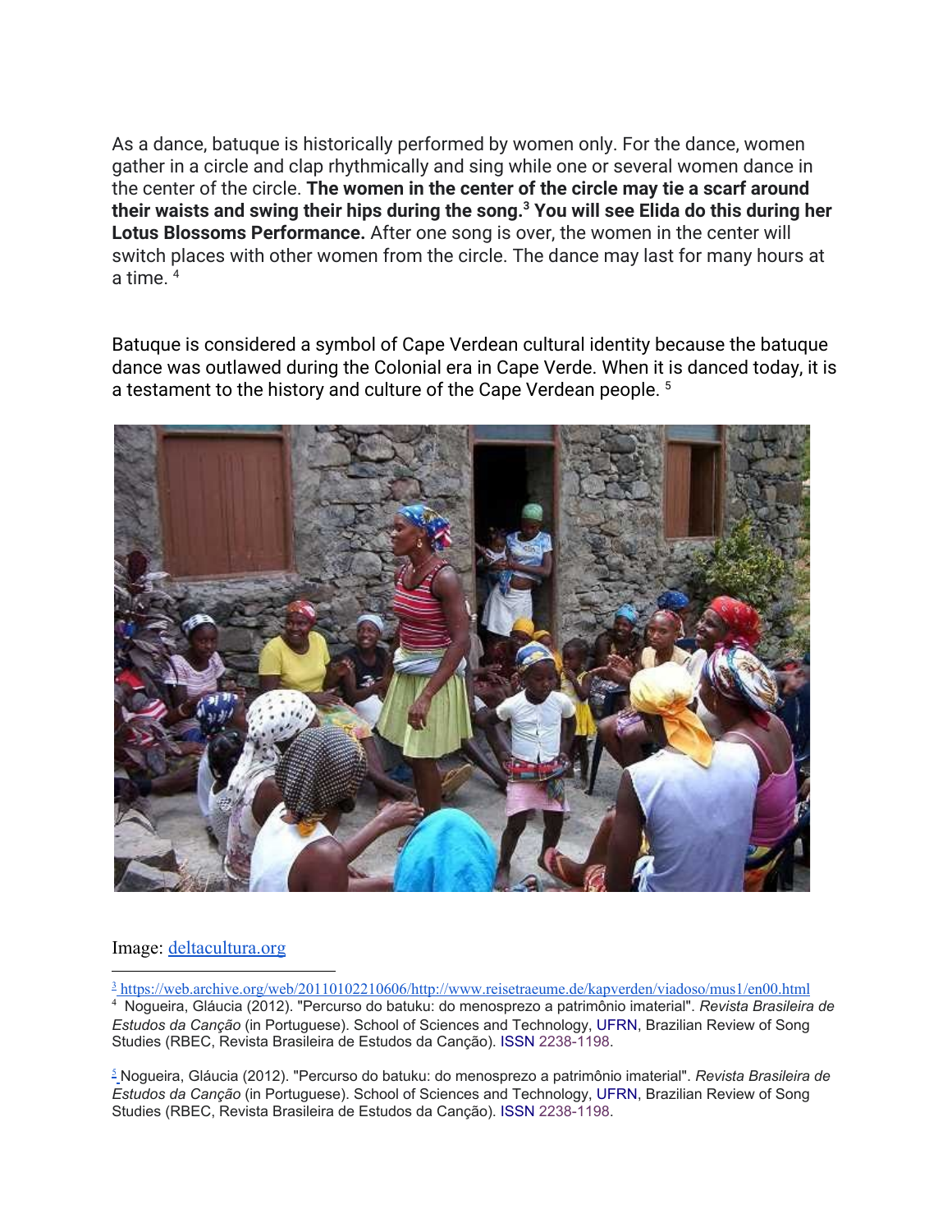As a dance, batuque is historically performed by women only. For the dance, women gather in a circle and clap rhythmically and sing while one or several women dance in the center of the circle. **The women in the center of the circle may tie a scarf around their waists and swing their hips during the song.[3] You will see Elida do this during her Lotus Blossoms Performance.** After one song is over, the women in the center will switch places with other women from the circle. The dance may last for many hours at a time. [4]

Batuque is considered a symbol of Cape Verdean cultural identity because the batuque dance was outlawed during the Colonial era in Cape Verde. When it is danced today, it is a testament to the history and culture of the Cape Verdean people. [5]

Image: deltacultura.org

---

[3] https://web.archive.org/web/20110102210606/http://www.reisetraeume.de/kapverden/viadoso/mus1/en00.html

[4] Nogueira, Gláucia (2012). "Percurso do batuku: do menosprezo a patrimônio imaterial". *Revista Brasileira de Estudos da Canção* (in Portuguese). School of Sciences and Technology, UFRN, Brazilian Review of Song Studies (RBEC, Revista Brasileira de Estudos da Canção). ISSN 2238-1198.

[5] Nogueira, Gláucia (2012). "Percurso do batuku: do menosprezo a patrimônio imaterial". *Revista Brasileira de Estudos da Canção* (in Portuguese). School of Sciences and Technology, UFRN, Brazilian Review of Song Studies (RBEC, Revista Brasileira de Estudos da Canção). ISSN 2238-1198.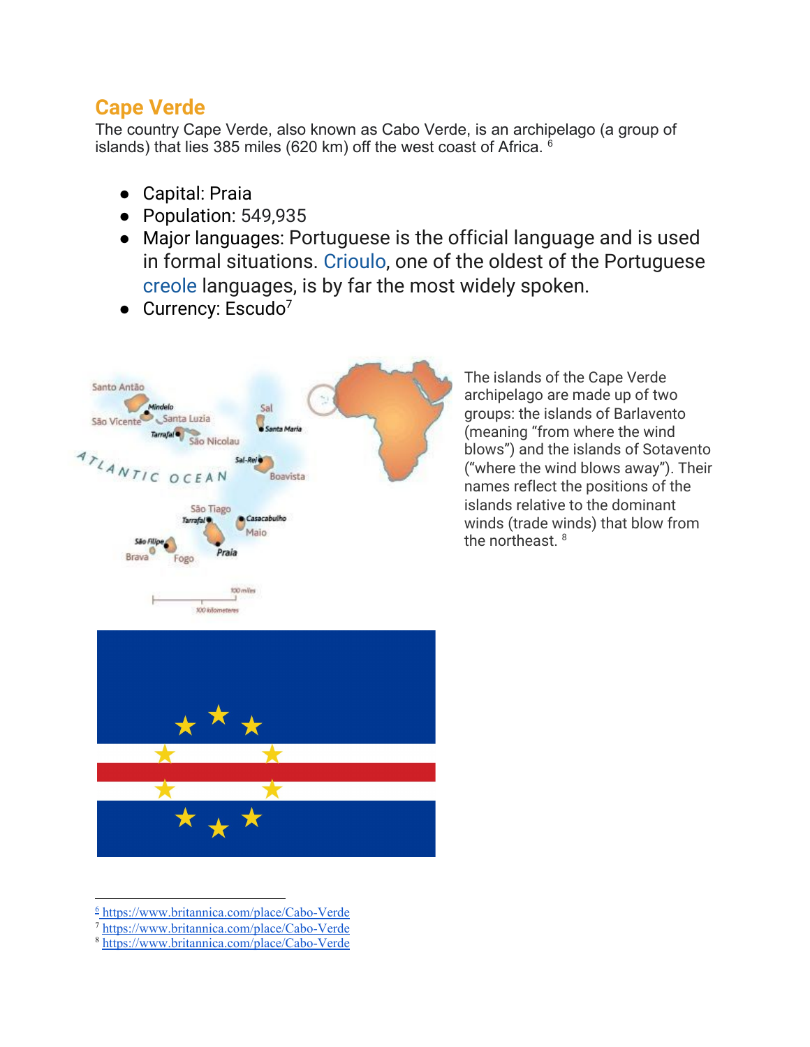## Cape Verde

The country Cape Verde, also known as Cabo Verde, is an archipelago (a group of islands) that lies 385 miles (620 km) off the west coast of Africa. [6]

- Capital: Praia
- Population: 549,935
- Major languages: Portuguese is the official language and is used in formal situations. Crioulo, one of the oldest of the Portuguese creole languages, is by far the most widely spoken.
- Currency: Escudo[7]

The islands of the Cape Verde archipelago are made up of two groups: the islands of Barlavento (meaning "from where the wind blows") and the islands of Sotavento ("where the wind blows away"). Their names reflect the positions of the islands relative to the dominant winds (trade winds) that blow from the northeast. [8]

---

[6] https://www.britannica.com/place/Cabo-Verde
[7] https://www.britannica.com/place/Cabo-Verde
[8] https://www.britannica.com/place/Cabo-Verde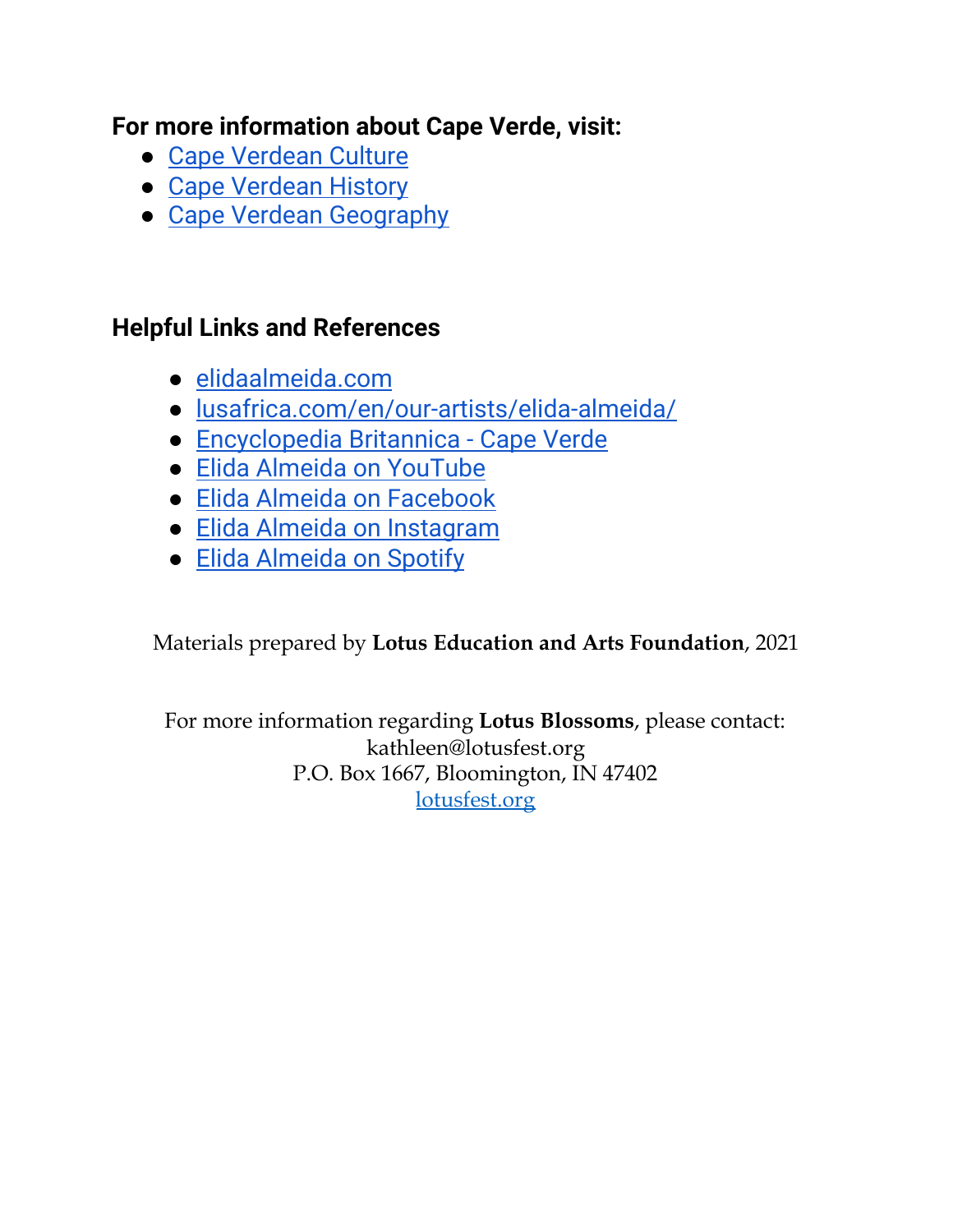### For more information about Cape Verde, visit:

- Cape Verdean Culture
- Cape Verdean History
- Cape Verdean Geography

### Helpful Links and References

- elidaalmeida.com
- lusafrica.com/en/our-artists/elida-almeida/
- Encyclopedia Britannica - Cape Verde
- Elida Almeida on YouTube
- Elida Almeida on Facebook
- Elida Almeida on Instagram
- Elida Almeida on Spotify

Materials prepared by **Lotus Education and Arts Foundation**, 2021

For more information regarding **Lotus Blossoms**, please contact:
kathleen@lotusfest.org
P.O. Box 1667, Bloomington, IN 47402
lotusfest.org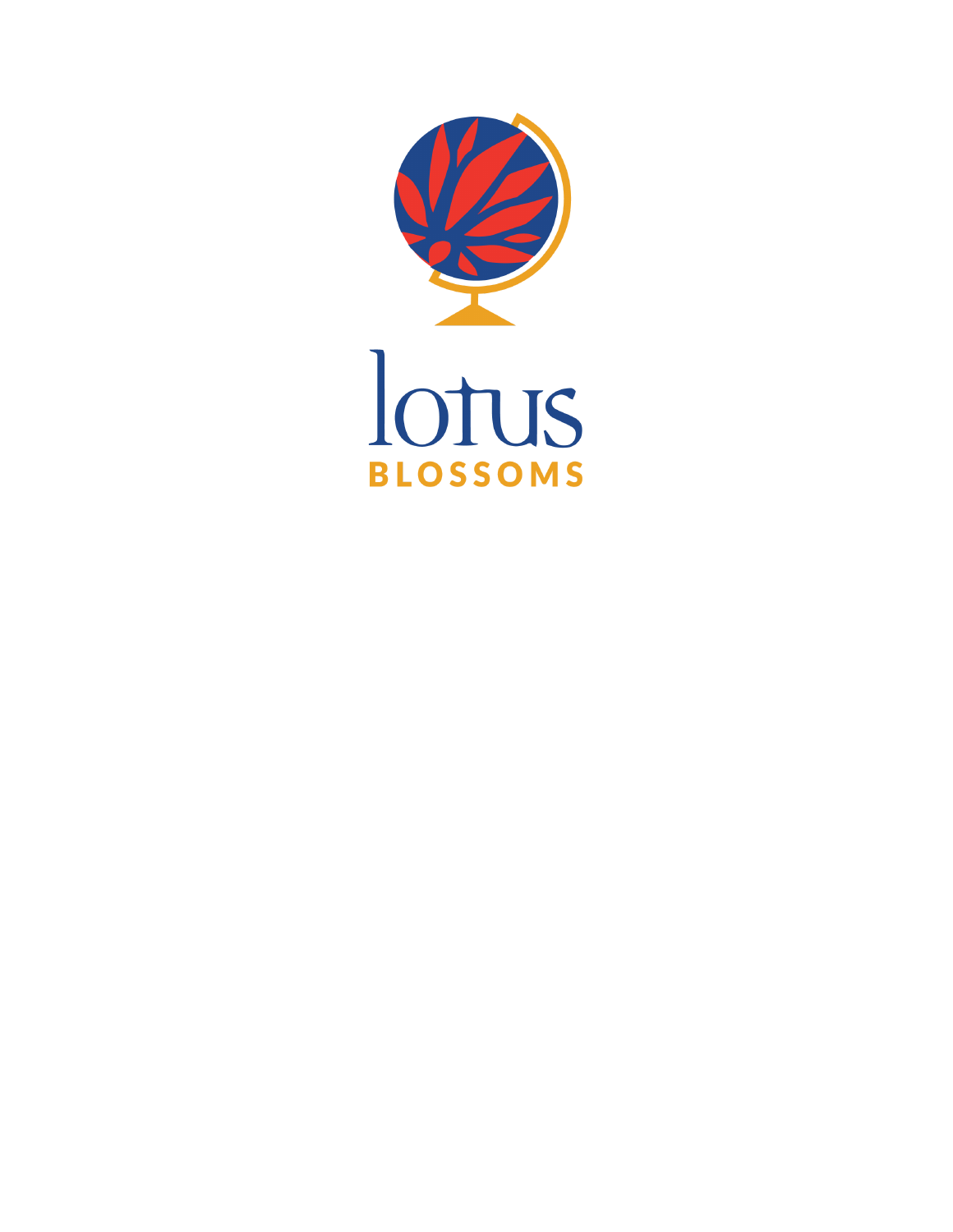lotus

BLOSSOMS